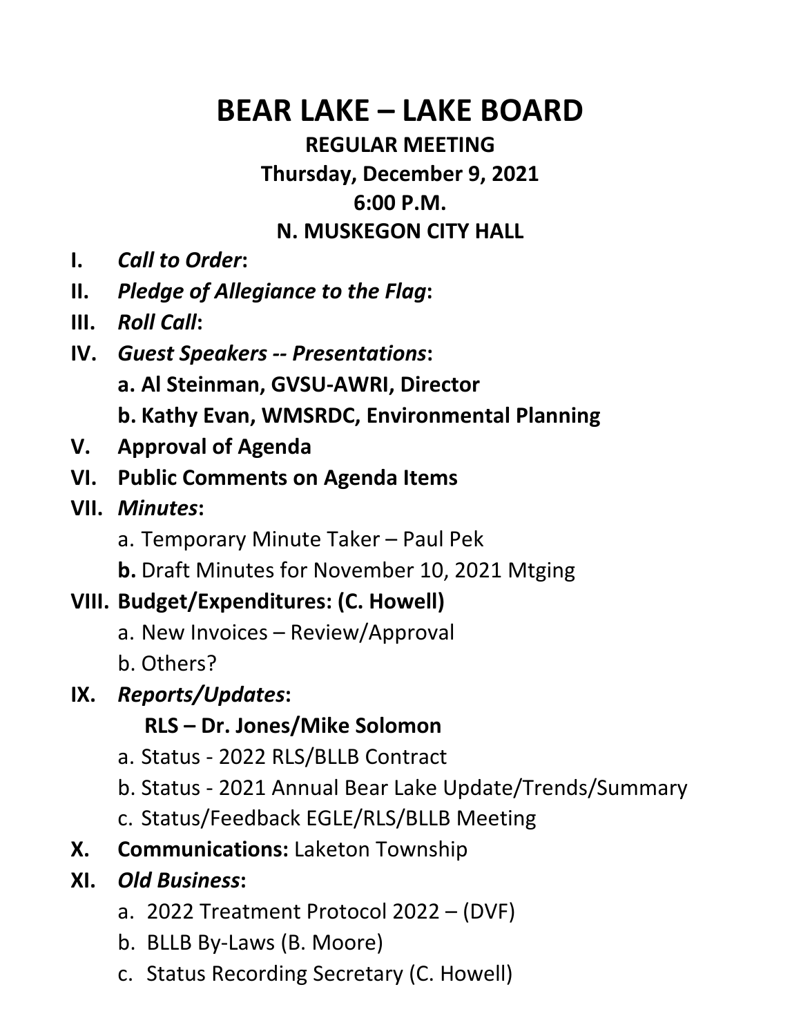# BEAR LAKE – LAKE BOARD

**REGULAR MEETING**

**Thursday, December 9, 2021**

**6:00 P.M.**

**N. MUSKEGON CITY HALL**

**I.** ***Call to Order*:**

**II.** ***Pledge of Allegiance to the Flag*:**

**III.** ***Roll Call*:**

**IV.** ***Guest Speakers -- Presentations*:**

- **a. Al Steinman, GVSU-AWRI, Director**
- **b. Kathy Evan, WMSRDC, Environmental Planning**

**V. Approval of Agenda**

**VI. Public Comments on Agenda Items**

**VII.** ***Minutes*:**

- a. Temporary Minute Taker – Paul Pek
- **b.** Draft Minutes for November 10, 2021 Mtging

**VIII. Budget/Expenditures: (C. Howell)**

- a. New Invoices – Review/Approval
- b. Others?

**IX.** ***Reports/Updates*:**

**RLS – Dr. Jones/Mike Solomon**

- a. Status - 2022 RLS/BLLB Contract
- b. Status - 2021 Annual Bear Lake Update/Trends/Summary
- c. Status/Feedback EGLE/RLS/BLLB Meeting

**X. Communications:** Laketon Township

**XI.** ***Old Business*:**

- a. 2022 Treatment Protocol 2022 – (DVF)
- b. BLLB By-Laws (B. Moore)
- c. Status Recording Secretary (C. Howell)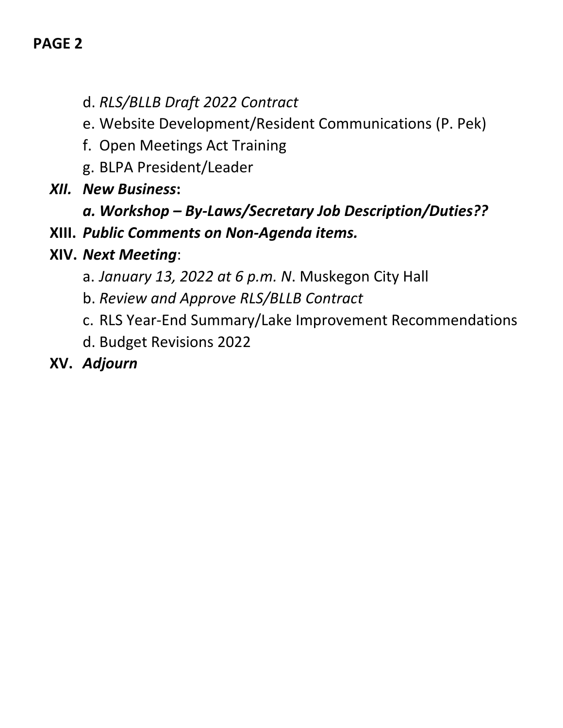d. *RLS/BLLB Draft 2022 Contract*

e. Website Development/Resident Communications (P. Pek)

f. Open Meetings Act Training

g. BLPA President/Leader

***XII. New Business*:**

***a. Workshop – By-Laws/Secretary Job Description/Duties??***

**XIII. *Public Comments on Non-Agenda items.***

**XIV. *Next Meeting***:

a. *January 13, 2022 at 6 p.m. N*. Muskegon City Hall

b. *Review and Approve RLS/BLLB Contract*

c. RLS Year-End Summary/Lake Improvement Recommendations

d. Budget Revisions 2022

**XV. *Adjourn***